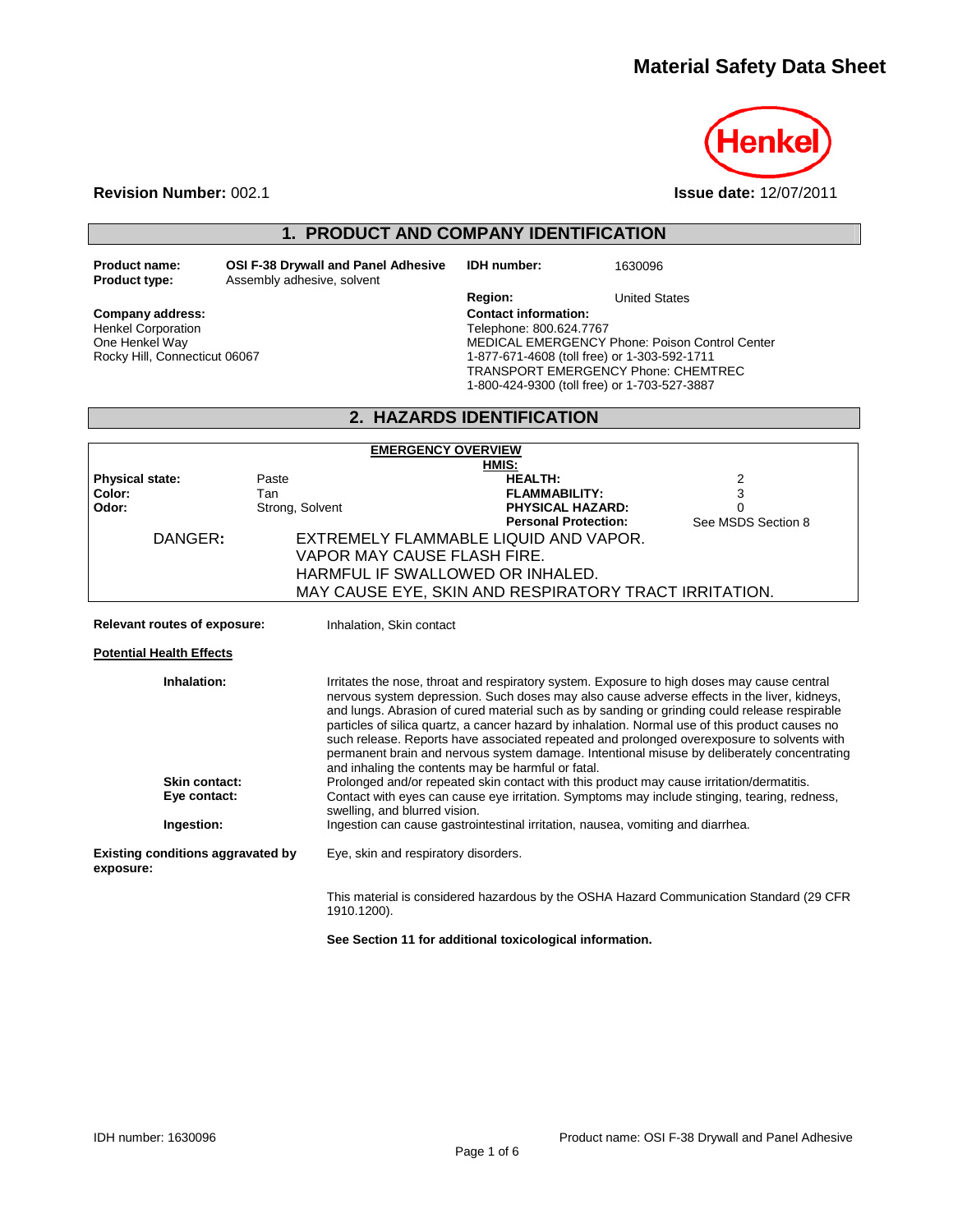# Material Safety Data Sheet

Henkel

**Revision Number:** 002.1

**Issue date:** 12/07/2011

## 1. PRODUCT AND COMPANY IDENTIFICATION

**Product name:** OSI F-38 Drywall and Panel Adhesive
**Product type:** Assembly adhesive, solvent

**IDH number:** 1630096

**Region:** United States

**Company address:**
Henkel Corporation
One Henkel Way
Rocky Hill, Connecticut 06067

**Contact information:**
Telephone: 800.624.7767
MEDICAL EMERGENCY Phone: Poison Control Center
1-877-671-4608 (toll free) or 1-303-592-1711
TRANSPORT EMERGENCY Phone: CHEMTREC
1-800-424-9300 (toll free) or 1-703-527-3887

## 2. HAZARDS IDENTIFICATION

**EMERGENCY OVERVIEW**

| | | HMIS: | |
|---|---|---|---|
| **Physical state:** | Paste | **HEALTH:** | 2 |
| **Color:** | Tan | **FLAMMABILITY:** | 3 |
| **Odor:** | Strong, Solvent | **PHYSICAL HAZARD:** | 0 |
| | | **Personal Protection:** | See MSDS Section 8 |

DANGER: EXTREMELY FLAMMABLE LIQUID AND VAPOR.
VAPOR MAY CAUSE FLASH FIRE.
HARMFUL IF SWALLOWED OR INHALED.
MAY CAUSE EYE, SKIN AND RESPIRATORY TRACT IRRITATION.

**Relevant routes of exposure:** Inhalation, Skin contact

**Potential Health Effects**

**Inhalation:** Irritates the nose, throat and respiratory system. Exposure to high doses may cause central nervous system depression. Such doses may also cause adverse effects in the liver, kidneys, and lungs. Abrasion of cured material such as by sanding or grinding could release respirable particles of silica quartz, a cancer hazard by inhalation. Normal use of this product causes no such release. Reports have associated repeated and prolonged overexposure to solvents with permanent brain and nervous system damage. Intentional misuse by deliberately concentrating and inhaling the contents may be harmful or fatal.

**Skin contact:** Prolonged and/or repeated skin contact with this product may cause irritation/dermatitis.

**Eye contact:** Contact with eyes can cause eye irritation. Symptoms may include stinging, tearing, redness, swelling, and blurred vision.

**Ingestion:** Ingestion can cause gastrointestinal irritation, nausea, vomiting and diarrhea.

**Existing conditions aggravated by exposure:** Eye, skin and respiratory disorders.

This material is considered hazardous by the OSHA Hazard Communication Standard (29 CFR 1910.1200).

**See Section 11 for additional toxicological information.**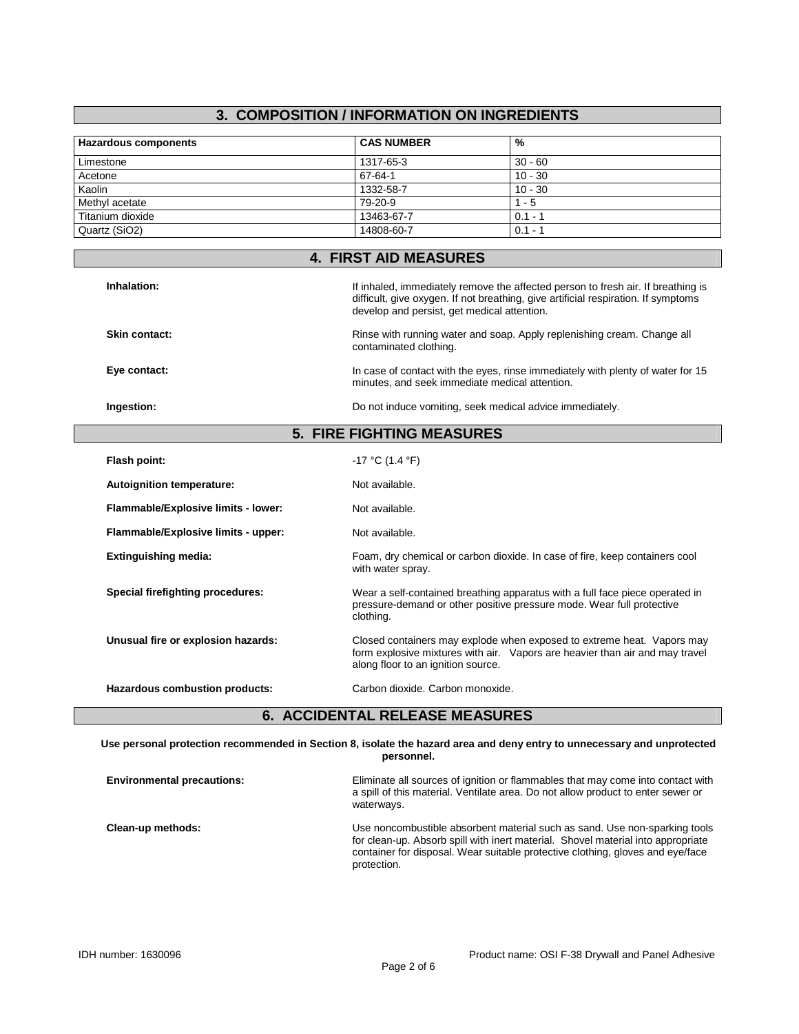## 3. COMPOSITION / INFORMATION ON INGREDIENTS

| Hazardous components | CAS NUMBER | % |
| --- | --- | --- |
| Limestone | 1317-65-3 | 30 - 60 |
| Acetone | 67-64-1 | 10 - 30 |
| Kaolin | 1332-58-7 | 10 - 30 |
| Methyl acetate | 79-20-9 | 1 - 5 |
| Titanium dioxide | 13463-67-7 | 0.1 - 1 |
| Quartz ($SiO_2$) | 14808-60-7 | 0.1 - 1 |

## 4. FIRST AID MEASURES

**Inhalation:** If inhaled, immediately remove the affected person to fresh air. If breathing is difficult, give oxygen. If not breathing, give artificial respiration. If symptoms develop and persist, get medical attention.

**Skin contact:** Rinse with running water and soap. Apply replenishing cream. Change all contaminated clothing.

**Eye contact:** In case of contact with the eyes, rinse immediately with plenty of water for 15 minutes, and seek immediate medical attention.

**Ingestion:** Do not induce vomiting, seek medical advice immediately.

## 5. FIRE FIGHTING MEASURES

**Flash point:** -17 °C (1.4 °F)

**Autoignition temperature:** Not available.

**Flammable/Explosive limits - lower:** Not available.

**Flammable/Explosive limits - upper:** Not available.

**Extinguishing media:** Foam, dry chemical or carbon dioxide. In case of fire, keep containers cool with water spray.

**Special firefighting procedures:** Wear a self-contained breathing apparatus with a full face piece operated in pressure-demand or other positive pressure mode. Wear full protective clothing.

**Unusual fire or explosion hazards:** Closed containers may explode when exposed to extreme heat. Vapors may form explosive mixtures with air. Vapors are heavier than air and may travel along floor to an ignition source.

**Hazardous combustion products:** Carbon dioxide. Carbon monoxide.

## 6. ACCIDENTAL RELEASE MEASURES

**Use personal protection recommended in Section 8, isolate the hazard area and deny entry to unnecessary and unprotected personnel.**

**Environmental precautions:** Eliminate all sources of ignition or flammables that may come into contact with a spill of this material. Ventilate area. Do not allow product to enter sewer or waterways.

**Clean-up methods:** Use noncombustible absorbent material such as sand. Use non-sparking tools for clean-up. Absorb spill with inert material. Shovel material into appropriate container for disposal. Wear suitable protective clothing, gloves and eye/face protection.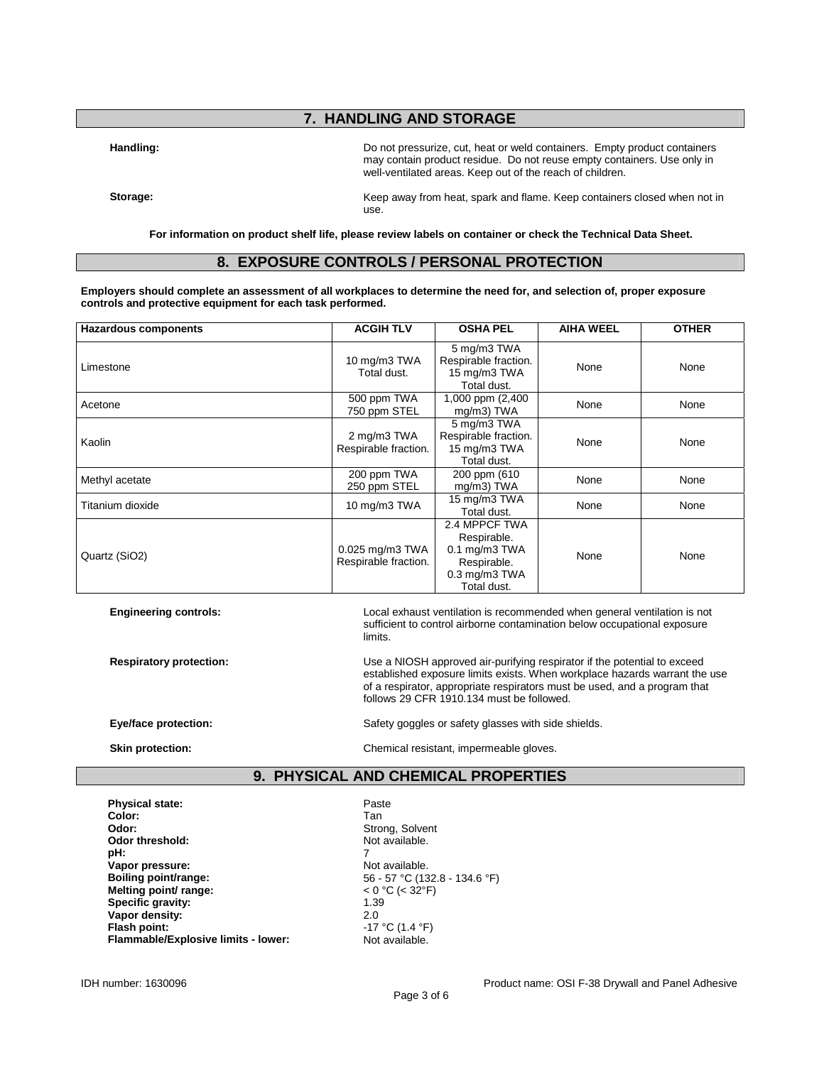## 7. HANDLING AND STORAGE

**Handling:** Do not pressurize, cut, heat or weld containers. Empty product containers may contain product residue. Do not reuse empty containers. Use only in well-ventilated areas. Keep out of the reach of children.

**Storage:** Keep away from heat, spark and flame. Keep containers closed when not in use.

**For information on product shelf life, please review labels on container or check the Technical Data Sheet.**

## 8. EXPOSURE CONTROLS / PERSONAL PROTECTION

**Employers should complete an assessment of all workplaces to determine the need for, and selection of, proper exposure controls and protective equipment for each task performed.**

| Hazardous components | ACGIH TLV | OSHA PEL | AIHA WEEL | OTHER |
|---|---|---|---|---|
| Limestone | 10 mg/m3 TWA Total dust. | 5 mg/m3 TWA Respirable fraction. 15 mg/m3 TWA Total dust. | None | None |
| Acetone | 500 ppm TWA 750 ppm STEL | 1,000 ppm (2,400 mg/m3) TWA | None | None |
| Kaolin | 2 mg/m3 TWA Respirable fraction. | 5 mg/m3 TWA Respirable fraction. 15 mg/m3 TWA Total dust. | None | None |
| Methyl acetate | 200 ppm TWA 250 ppm STEL | 200 ppm (610 mg/m3) TWA | None | None |
| Titanium dioxide | 10 mg/m3 TWA | 15 mg/m3 TWA Total dust. | None | None |
| Quartz (SiO2) | 0.025 mg/m3 TWA Respirable fraction. | 2.4 MPPCF TWA Respirable. 0.1 mg/m3 TWA Respirable. 0.3 mg/m3 TWA Total dust. | None | None |

**Engineering controls:** Local exhaust ventilation is recommended when general ventilation is not sufficient to control airborne contamination below occupational exposure limits.

**Respiratory protection:** Use a NIOSH approved air-purifying respirator if the potential to exceed established exposure limits exists. When workplace hazards warrant the use of a respirator, appropriate respirators must be used, and a program that follows 29 CFR 1910.134 must be followed.

**Eye/face protection:** Safety goggles or safety glasses with side shields.

**Skin protection:** Chemical resistant, impermeable gloves.

## 9. PHYSICAL AND CHEMICAL PROPERTIES

**Physical state:** Paste
**Color:** Tan
**Odor:** Strong, Solvent
**Odor threshold:** Not available.
**pH:** 7
**Vapor pressure:** Not available.
**Boiling point/range:** 56 - 57 °C (132.8 - 134.6 °F)
**Melting point/ range:** < 0 °C (< 32°F)
**Specific gravity:** 1.39
**Vapor density:** 2.0
**Flash point:** -17 °C (1.4 °F)
**Flammable/Explosive limits - lower:** Not available.

IDH number: 1630096 Product name: OSI F-38 Drywall and Panel Adhesive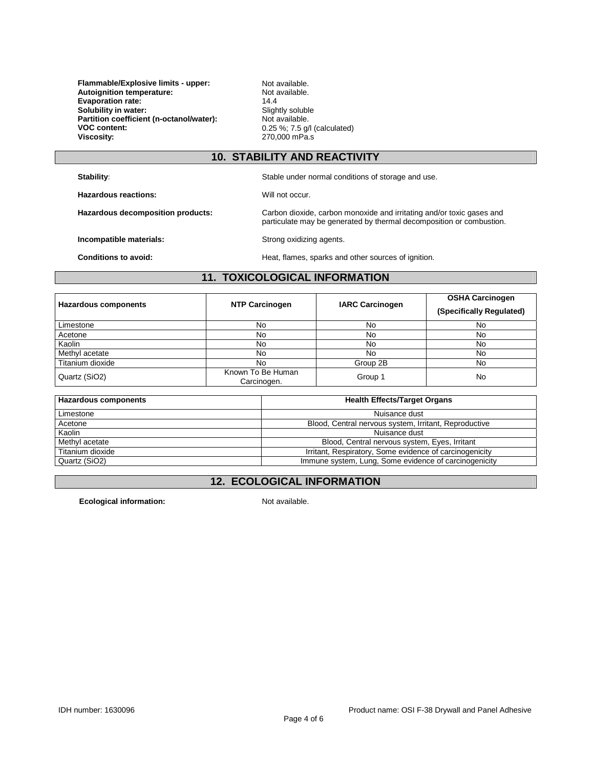**Flammable/Explosive limits - upper:** Not available.
**Autoignition temperature:** Not available.
**Evaporation rate:** 14.4
**Solubility in water:** Slightly soluble
**Partition coefficient (n-octanol/water):** Not available.
**VOC content:** 0.25 %; 7.5 g/l (calculated)
**Viscosity:** 270,000 mPa.s

## 10. STABILITY AND REACTIVITY

**Stability:** Stable under normal conditions of storage and use.

**Hazardous reactions:** Will not occur.

**Hazardous decomposition products:** Carbon dioxide, carbon monoxide and irritating and/or toxic gases and particulate may be generated by thermal decomposition or combustion.

**Incompatible materials:** Strong oxidizing agents.

**Conditions to avoid:** Heat, flames, sparks and other sources of ignition.

## 11. TOXICOLOGICAL INFORMATION

| Hazardous components | NTP Carcinogen | IARC Carcinogen | OSHA Carcinogen (Specifically Regulated) |
|---|---|---|---|
| Limestone | No | No | No |
| Acetone | No | No | No |
| Kaolin | No | No | No |
| Methyl acetate | No | No | No |
| Titanium dioxide | No | Group 2B | No |
| Quartz ($SiO_2$) | Known To Be Human Carcinogen. | Group 1 | No |

| Hazardous components | Health Effects/Target Organs |
|---|---|
| Limestone | Nuisance dust |
| Acetone | Blood, Central nervous system, Irritant, Reproductive |
| Kaolin | Nuisance dust |
| Methyl acetate | Blood, Central nervous system, Eyes, Irritant |
| Titanium dioxide | Irritant, Respiratory, Some evidence of carcinogenicity |
| Quartz ($SiO_2$) | Immune system, Lung, Some evidence of carcinogenicity |

## 12. ECOLOGICAL INFORMATION

**Ecological information:** Not available.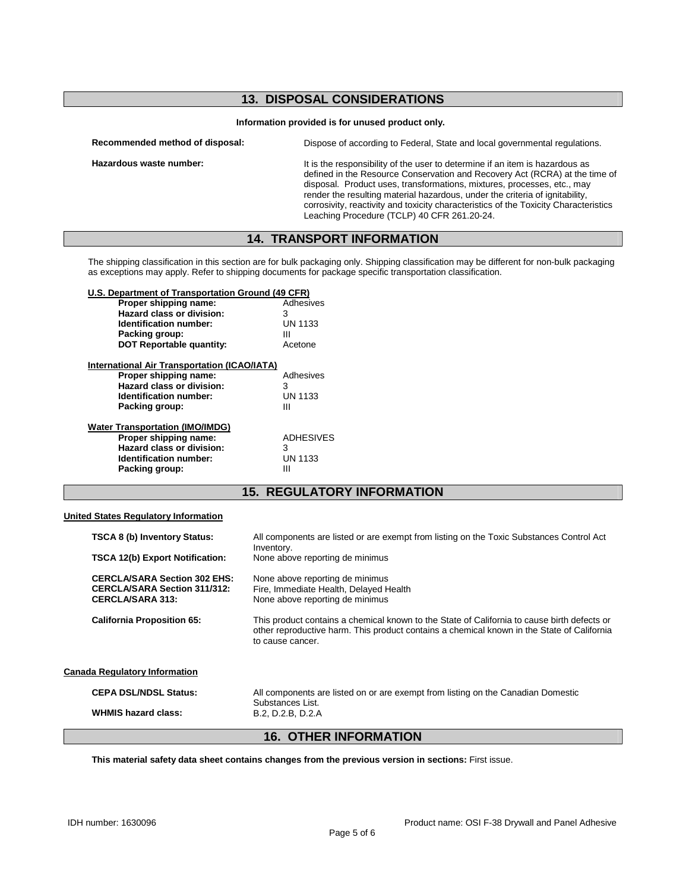## 13. DISPOSAL CONSIDERATIONS

**Information provided is for unused product only.**

| | |
|---|---|
| **Recommended method of disposal:** | Dispose of according to Federal, State and local governmental regulations. |
| **Hazardous waste number:** | It is the responsibility of the user to determine if an item is hazardous as defined in the Resource Conservation and Recovery Act (RCRA) at the time of disposal. Product uses, transformations, mixtures, processes, etc., may render the resulting material hazardous, under the criteria of ignitability, corrosivity, reactivity and toxicity characteristics of the Toxicity Characteristics Leaching Procedure (TCLP) 40 CFR 261.20-24. |

## 14. TRANSPORT INFORMATION

The shipping classification in this section are for bulk packaging only. Shipping classification may be different for non-bulk packaging as exceptions may apply. Refer to shipping documents for package specific transportation classification.

**U.S. Department of Transportation Ground (49 CFR)**

| | |
|---|---|
| **Proper shipping name:** | Adhesives |
| **Hazard class or division:** | 3 |
| **Identification number:** | UN 1133 |
| **Packing group:** | III |
| **DOT Reportable quantity:** | Acetone |

**International Air Transportation (ICAO/IATA)**

| | |
|---|---|
| **Proper shipping name:** | Adhesives |
| **Hazard class or division:** | 3 |
| **Identification number:** | UN 1133 |
| **Packing group:** | III |

**Water Transportation (IMO/IMDG)**

| | |
|---|---|
| **Proper shipping name:** | ADHESIVES |
| **Hazard class or division:** | 3 |
| **Identification number:** | UN 1133 |
| **Packing group:** | III |

## 15. REGULATORY INFORMATION

**United States Regulatory Information**

| | |
|---|---|
| **TSCA 8 (b) Inventory Status:** | All components are listed or are exempt from listing on the Toxic Substances Control Act Inventory. |
| **TSCA 12(b) Export Notification:** | None above reporting de minimus |
| **CERCLA/SARA Section 302 EHS:** | None above reporting de minimus |
| **CERCLA/SARA Section 311/312:** | Fire, Immediate Health, Delayed Health |
| **CERCLA/SARA 313:** | None above reporting de minimus |
| **California Proposition 65:** | This product contains a chemical known to the State of California to cause birth defects or other reproductive harm. This product contains a chemical known in the State of California to cause cancer. |

**Canada Regulatory Information**

| | |
|---|---|
| **CEPA DSL/NDSL Status:** | All components are listed on or are exempt from listing on the Canadian Domestic Substances List. |
| **WHMIS hazard class:** | B.2, D.2.B, D.2.A |

## 16. OTHER INFORMATION

**This material safety data sheet contains changes from the previous version in sections:** First issue.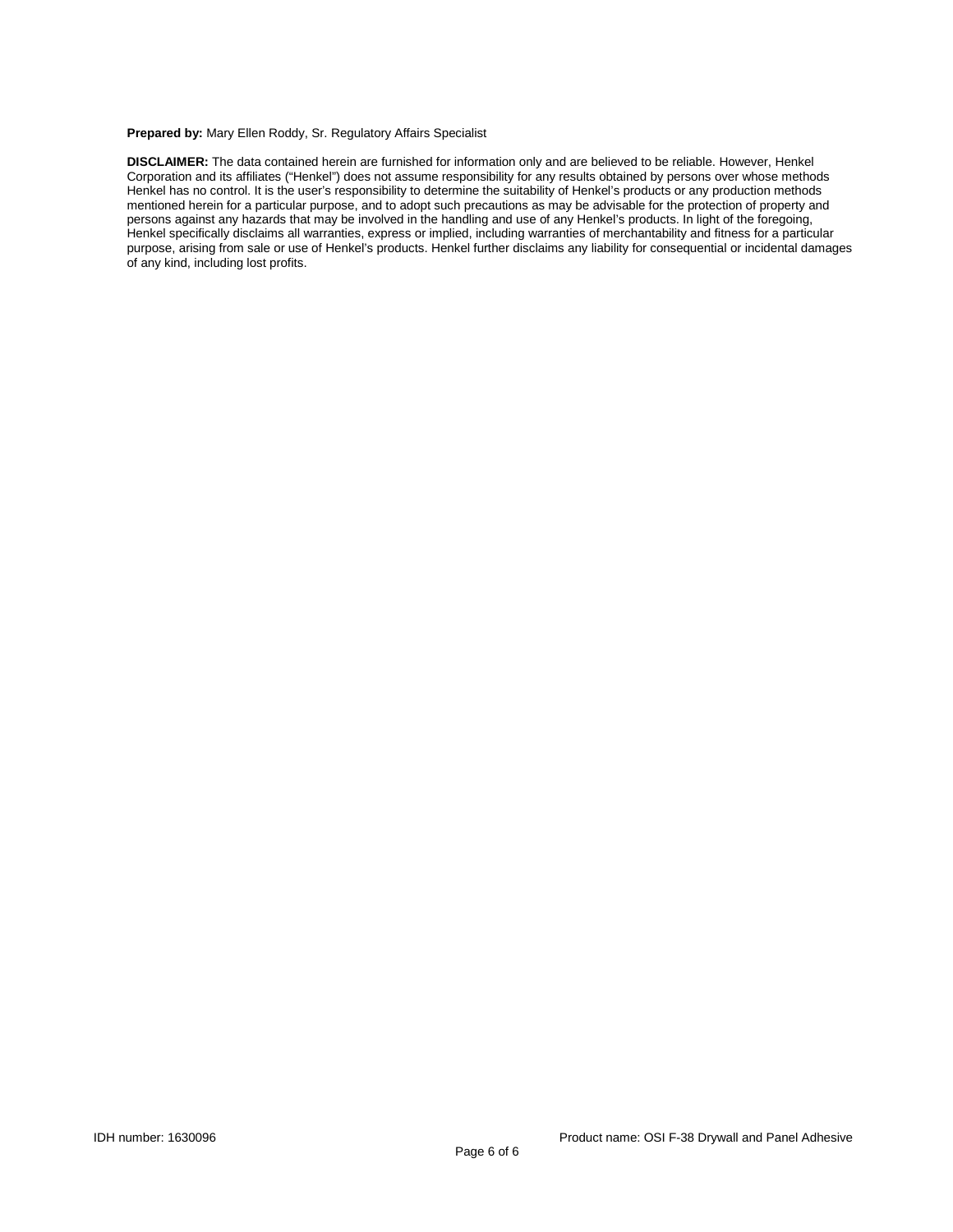**Prepared by:** Mary Ellen Roddy, Sr. Regulatory Affairs Specialist

**DISCLAIMER:** The data contained herein are furnished for information only and are believed to be reliable. However, Henkel Corporation and its affiliates ("Henkel") does not assume responsibility for any results obtained by persons over whose methods Henkel has no control. It is the user's responsibility to determine the suitability of Henkel's products or any production methods mentioned herein for a particular purpose, and to adopt such precautions as may be advisable for the protection of property and persons against any hazards that may be involved in the handling and use of any Henkel's products. In light of the foregoing, Henkel specifically disclaims all warranties, express or implied, including warranties of merchantability and fitness for a particular purpose, arising from sale or use of Henkel's products. Henkel further disclaims any liability for consequential or incidental damages of any kind, including lost profits.